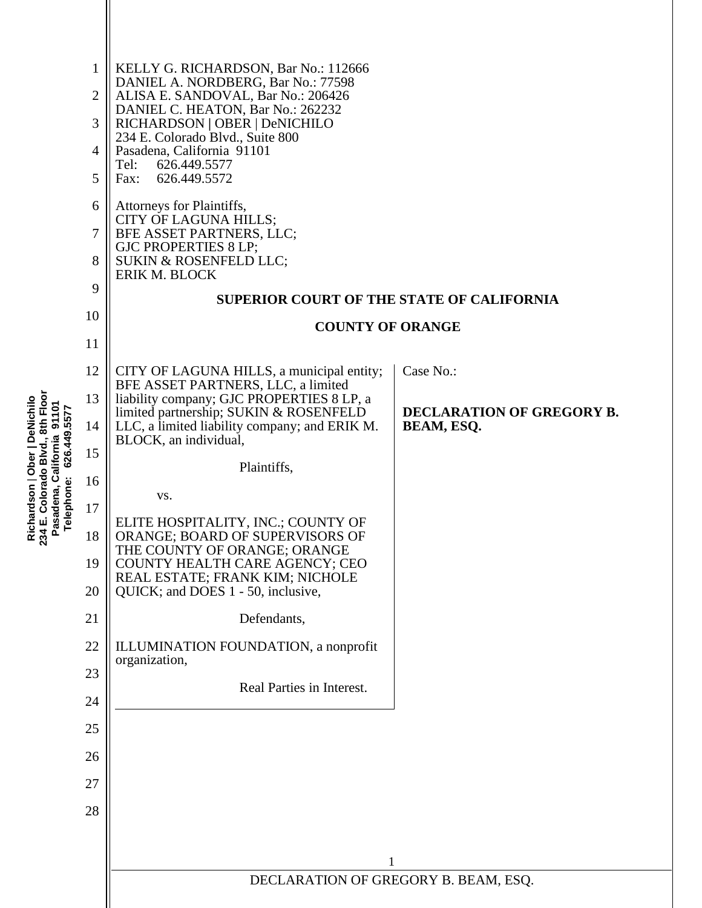KELLY G. RICHARDSON, Bar No.: 112666
DANIEL A. NORDBERG, Bar No.: 77598
ALISA E. SANDOVAL, Bar No.: 206426
DANIEL C. HEATON, Bar No.: 262232
RICHARDSON | OBER | DeNICHILO
234 E. Colorado Blvd., Suite 800
Pasadena, California 91101
Tel: 626.449.5577
Fax: 626.449.5572

Attorneys for Plaintiffs,
CITY OF LAGUNA HILLS;
BFE ASSET PARTNERS, LLC;
GJC PROPERTIES 8 LP;
SUKIN & ROSENFELD LLC;
ERIK M. BLOCK

**SUPERIOR COURT OF THE STATE OF CALIFORNIA**

**COUNTY OF ORANGE**

| | |
|---|---|
| CITY OF LAGUNA HILLS, a municipal entity; BFE ASSET PARTNERS, LLC, a limited liability company; GJC PROPERTIES 8 LP, a limited partnership; SUKIN & ROSENFELD LLC, a limited liability company; and ERIK M. BLOCK, an individual,<br><br>Plaintiffs,<br><br>vs.<br><br>ELITE HOSPITALITY, INC.; COUNTY OF ORANGE; BOARD OF SUPERVISORS OF THE COUNTY OF ORANGE; ORANGE COUNTY HEALTH CARE AGENCY; CEO REAL ESTATE; FRANK KIM; NICHOLE QUICK; and DOES 1 - 50, inclusive,<br><br>Defendants,<br><br>ILLUMINATION FOUNDATION, a nonprofit organization,<br><br>Real Parties in Interest. | Case No.:<br><br>**DECLARATION OF GREGORY B. BEAM, ESQ.** |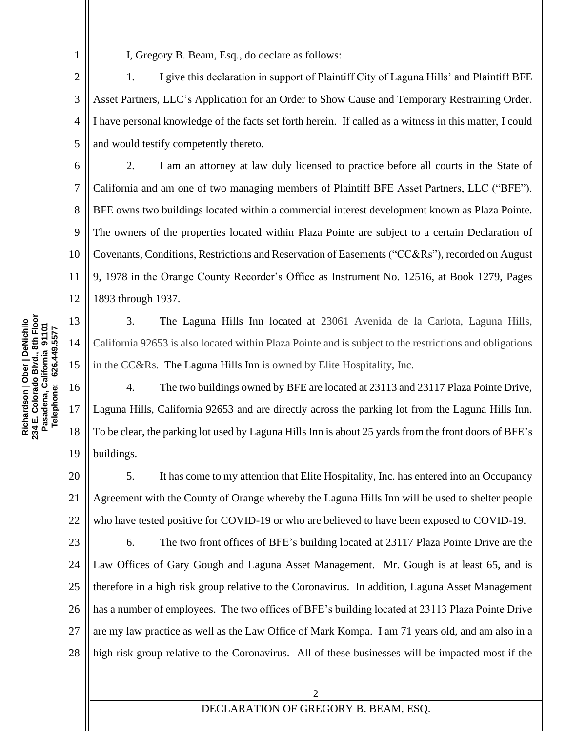I, Gregory B. Beam, Esq., do declare as follows:

1. I give this declaration in support of Plaintiff City of Laguna Hills' and Plaintiff BFE Asset Partners, LLC's Application for an Order to Show Cause and Temporary Restraining Order. I have personal knowledge of the facts set forth herein. If called as a witness in this matter, I could and would testify competently thereto.

2. I am an attorney at law duly licensed to practice before all courts in the State of California and am one of two managing members of Plaintiff BFE Asset Partners, LLC ("BFE"). BFE owns two buildings located within a commercial interest development known as Plaza Pointe. The owners of the properties located within Plaza Pointe are subject to a certain Declaration of Covenants, Conditions, Restrictions and Reservation of Easements ("CC&Rs"), recorded on August 9, 1978 in the Orange County Recorder's Office as Instrument No. 12516, at Book 1279, Pages 1893 through 1937.

3. The Laguna Hills Inn located at 23061 Avenida de la Carlota, Laguna Hills, California 92653 is also located within Plaza Pointe and is subject to the restrictions and obligations in the CC&Rs. The Laguna Hills Inn is owned by Elite Hospitality, Inc.

4. The two buildings owned by BFE are located at 23113 and 23117 Plaza Pointe Drive, Laguna Hills, California 92653 and are directly across the parking lot from the Laguna Hills Inn. To be clear, the parking lot used by Laguna Hills Inn is about 25 yards from the front doors of BFE's buildings.

5. It has come to my attention that Elite Hospitality, Inc. has entered into an Occupancy Agreement with the County of Orange whereby the Laguna Hills Inn will be used to shelter people who have tested positive for COVID-19 or who are believed to have been exposed to COVID-19.

6. The two front offices of BFE's building located at 23117 Plaza Pointe Drive are the Law Offices of Gary Gough and Laguna Asset Management. Mr. Gough is at least 65, and is therefore in a high risk group relative to the Coronavirus. In addition, Laguna Asset Management has a number of employees. The two offices of BFE's building located at 23113 Plaza Pointe Drive are my law practice as well as the Law Office of Mark Kompa. I am 71 years old, and am also in a high risk group relative to the Coronavirus. All of these businesses will be impacted most if the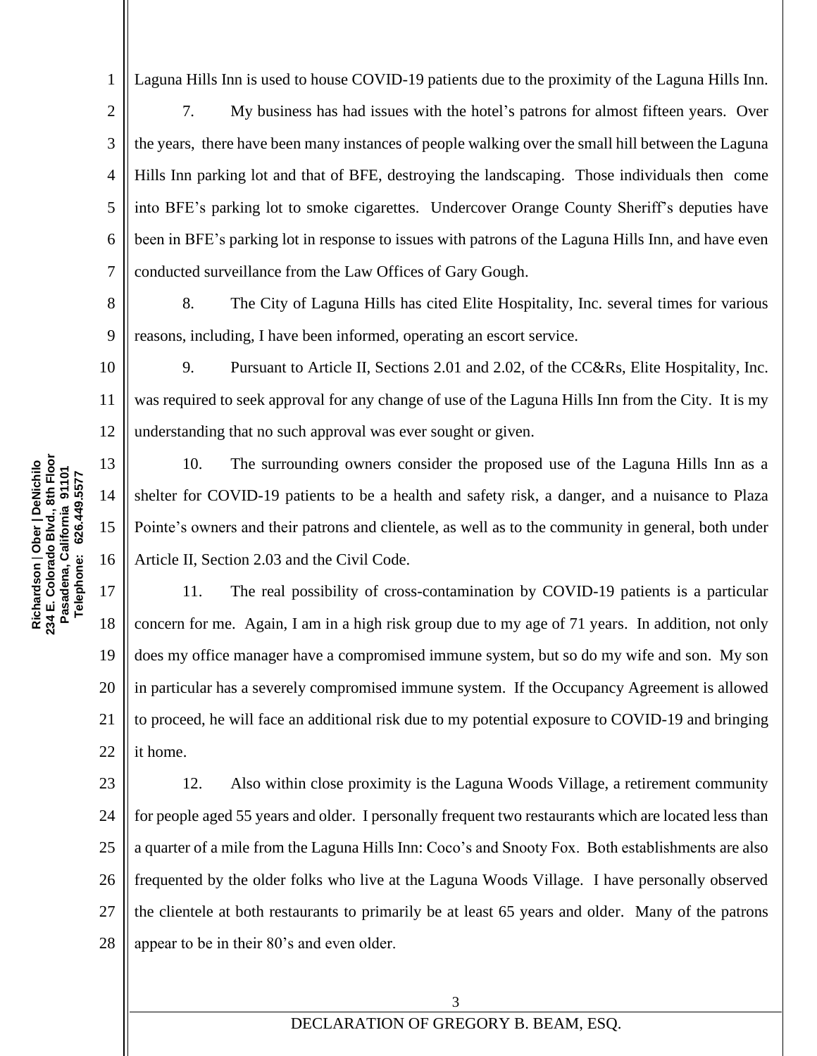Laguna Hills Inn is used to house COVID-19 patients due to the proximity of the Laguna Hills Inn.

7. My business has had issues with the hotel's patrons for almost fifteen years. Over the years, there have been many instances of people walking over the small hill between the Laguna Hills Inn parking lot and that of BFE, destroying the landscaping. Those individuals then come into BFE's parking lot to smoke cigarettes. Undercover Orange County Sheriff's deputies have been in BFE's parking lot in response to issues with patrons of the Laguna Hills Inn, and have even conducted surveillance from the Law Offices of Gary Gough.

8. The City of Laguna Hills has cited Elite Hospitality, Inc. several times for various reasons, including, I have been informed, operating an escort service.

9. Pursuant to Article II, Sections 2.01 and 2.02, of the CC&Rs, Elite Hospitality, Inc. was required to seek approval for any change of use of the Laguna Hills Inn from the City. It is my understanding that no such approval was ever sought or given.

10. The surrounding owners consider the proposed use of the Laguna Hills Inn as a shelter for COVID-19 patients to be a health and safety risk, a danger, and a nuisance to Plaza Pointe's owners and their patrons and clientele, as well as to the community in general, both under Article II, Section 2.03 and the Civil Code.

11. The real possibility of cross-contamination by COVID-19 patients is a particular concern for me. Again, I am in a high risk group due to my age of 71 years. In addition, not only does my office manager have a compromised immune system, but so do my wife and son. My son in particular has a severely compromised immune system. If the Occupancy Agreement is allowed to proceed, he will face an additional risk due to my potential exposure to COVID-19 and bringing it home.

12. Also within close proximity is the Laguna Woods Village, a retirement community for people aged 55 years and older. I personally frequent two restaurants which are located less than a quarter of a mile from the Laguna Hills Inn: Coco's and Snooty Fox. Both establishments are also frequented by the older folks who live at the Laguna Woods Village. I have personally observed the clientele at both restaurants to primarily be at least 65 years and older. Many of the patrons appear to be in their 80's and even older.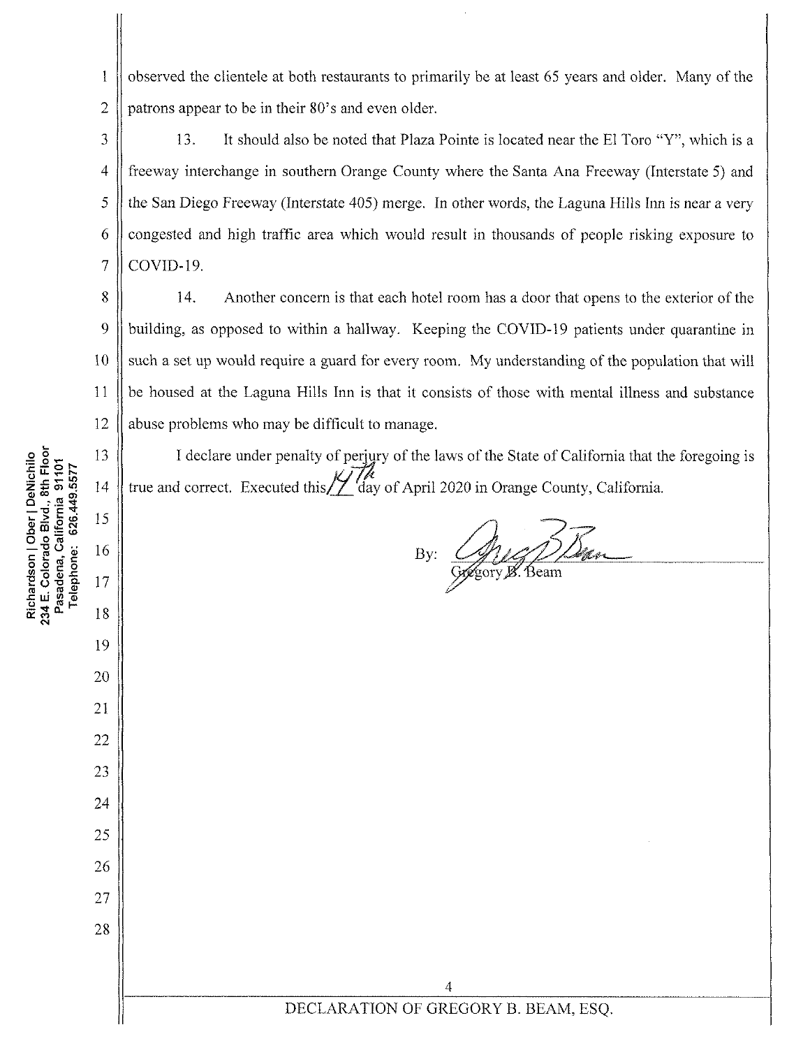observed the clientele at both restaurants to primarily be at least 65 years and older. Many of the patrons appear to be in their 80's and even older.

13. It should also be noted that Plaza Pointe is located near the El Toro "Y", which is a freeway interchange in southern Orange County where the Santa Ana Freeway (Interstate 5) and the San Diego Freeway (Interstate 405) merge. In other words, the Laguna Hills Inn is near a very congested and high traffic area which would result in thousands of people risking exposure to COVID-19.

14. Another concern is that each hotel room has a door that opens to the exterior of the building, as opposed to within a hallway. Keeping the COVID-19 patients under quarantine in such a set up would require a guard for every room. My understanding of the population that will be housed at the Laguna Hills Inn is that it consists of those with mental illness and substance abuse problems who may be difficult to manage.

I declare under penalty of perjury of the laws of the State of California that the foregoing is true and correct. Executed this 14th day of April 2020 in Orange County, California.

By: Gregory B. Beam

Richardson | Ober | DeNichilo
234 E. Colorado Blvd., 8th Floor
Pasadena, California 91101
Telephone: 626.449.5577

DECLARATION OF GREGORY B. BEAM, ESQ.